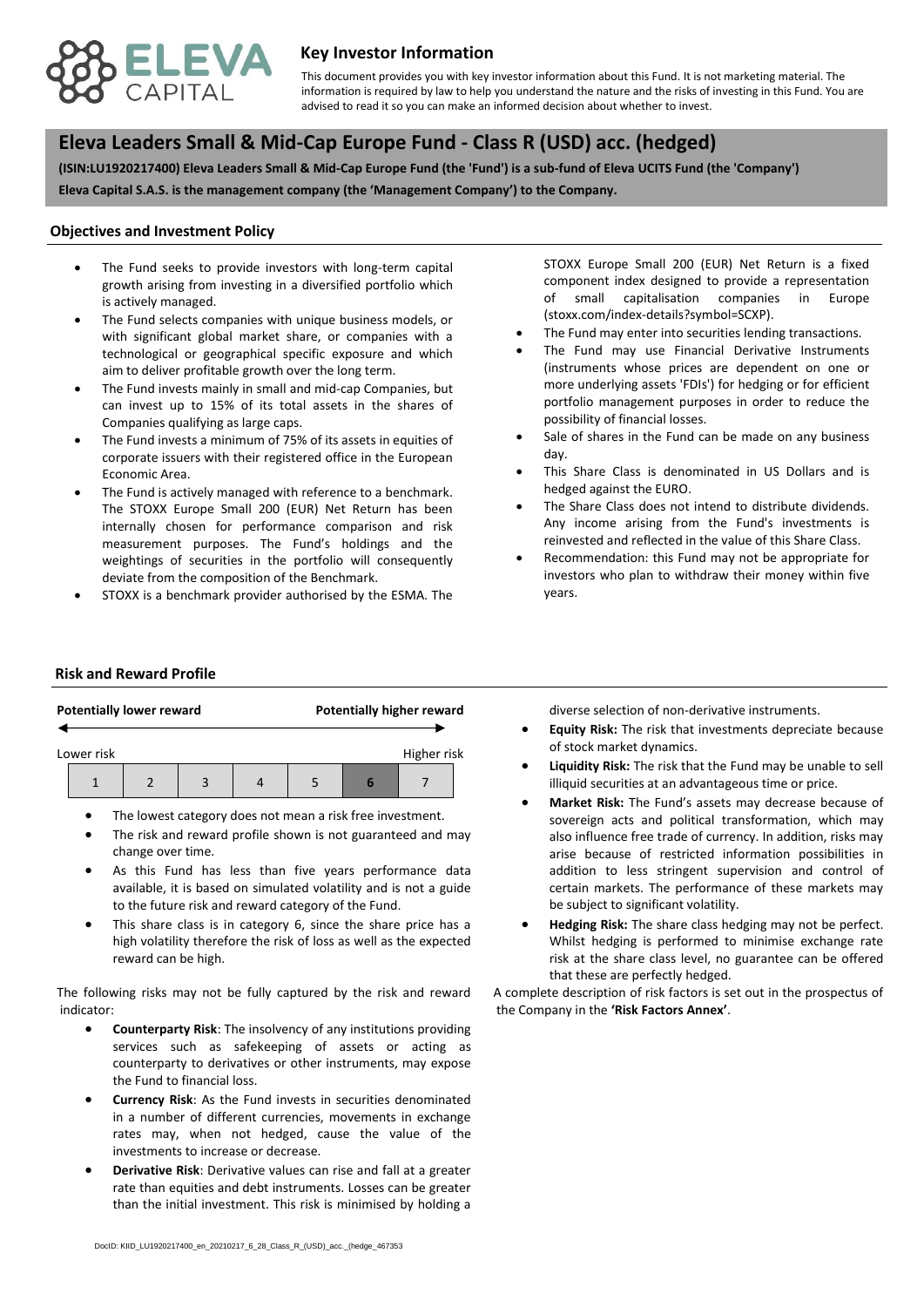# Key Investor Information

This document provides you with key investor information about this Fund. It is not marketing material. The information is required by law to help you understand the nature and the risks of investing in this Fund. You are advised to read it so you can make an informed decision about whether to invest.

# Eleva Leaders Small & Mid-Cap Europe Fund - Class R (USD) acc. (hedged)

**(ISIN:LU1920217400) Eleva Leaders Small & Mid-Cap Europe Fund (the 'Fund') is a sub-fund of Eleva UCITS Fund (the 'Company')**

**Eleva Capital S.A.S. is the management company (the 'Management Company') to the Company.**

## Objectives and Investment Policy

- The Fund seeks to provide investors with long-term capital growth arising from investing in a diversified portfolio which is actively managed.
- The Fund selects companies with unique business models, or with significant global market share, or companies with a technological or geographical specific exposure and which aim to deliver profitable growth over the long term.
- The Fund invests mainly in small and mid-cap Companies, but can invest up to 15% of its total assets in the shares of Companies qualifying as large caps.
- The Fund invests a minimum of 75% of its assets in equities of corporate issuers with their registered office in the European Economic Area.
- The Fund is actively managed with reference to a benchmark. The STOXX Europe Small 200 (EUR) Net Return has been internally chosen for performance comparison and risk measurement purposes. The Fund's holdings and the weightings of securities in the portfolio will consequently deviate from the composition of the Benchmark.
- STOXX is a benchmark provider authorised by the ESMA. The STOXX Europe Small 200 (EUR) Net Return is a fixed component index designed to provide a representation of small capitalisation companies in Europe (stoxx.com/index-details?symbol=SCXP).
- The Fund may enter into securities lending transactions.
- The Fund may use Financial Derivative Instruments (instruments whose prices are dependent on one or more underlying assets 'FDIs') for hedging or for efficient portfolio management purposes in order to reduce the possibility of financial losses.
- Sale of shares in the Fund can be made on any business day.
- This Share Class is denominated in US Dollars and is hedged against the EURO.
- The Share Class does not intend to distribute dividends. Any income arising from the Fund's investments is reinvested and reflected in the value of this Share Class.
- Recommendation: this Fund may not be appropriate for investors who plan to withdraw their money within five years.

## Risk and Reward Profile

**Potentially lower reward** ← → **Potentially higher reward**

Lower risk — Higher risk

| 1 | 2 | 3 | 4 | 5 | **6** | 7 |
|---|---|---|---|---|---|---|

- The lowest category does not mean a risk free investment.
- The risk and reward profile shown is not guaranteed and may change over time.
- As this Fund has less than five years performance data available, it is based on simulated volatility and is not a guide to the future risk and reward category of the Fund.
- This share class is in category 6, since the share price has a high volatility therefore the risk of loss as well as the expected reward can be high.

The following risks may not be fully captured by the risk and reward indicator:

- **Counterparty Risk**: The insolvency of any institutions providing services such as safekeeping of assets or acting as counterparty to derivatives or other instruments, may expose the Fund to financial loss.
- **Currency Risk**: As the Fund invests in securities denominated in a number of different currencies, movements in exchange rates may, when not hedged, cause the value of the investments to increase or decrease.
- **Derivative Risk**: Derivative values can rise and fall at a greater rate than equities and debt instruments. Losses can be greater than the initial investment. This risk is minimised by holding a diverse selection of non-derivative instruments.
- **Equity Risk:** The risk that investments depreciate because of stock market dynamics.
- **Liquidity Risk:** The risk that the Fund may be unable to sell illiquid securities at an advantageous time or price.
- **Market Risk:** The Fund's assets may decrease because of sovereign acts and political transformation, which may also influence free trade of currency. In addition, risks may arise because of restricted information possibilities in addition to less stringent supervision and control of certain markets. The performance of these markets may be subject to significant volatility.
- **Hedging Risk:** The share class hedging may not be perfect. Whilst hedging is performed to minimise exchange rate risk at the share class level, no guarantee can be offered that these are perfectly hedged.

A complete description of risk factors is set out in the prospectus of the Company in the **'Risk Factors Annex'**.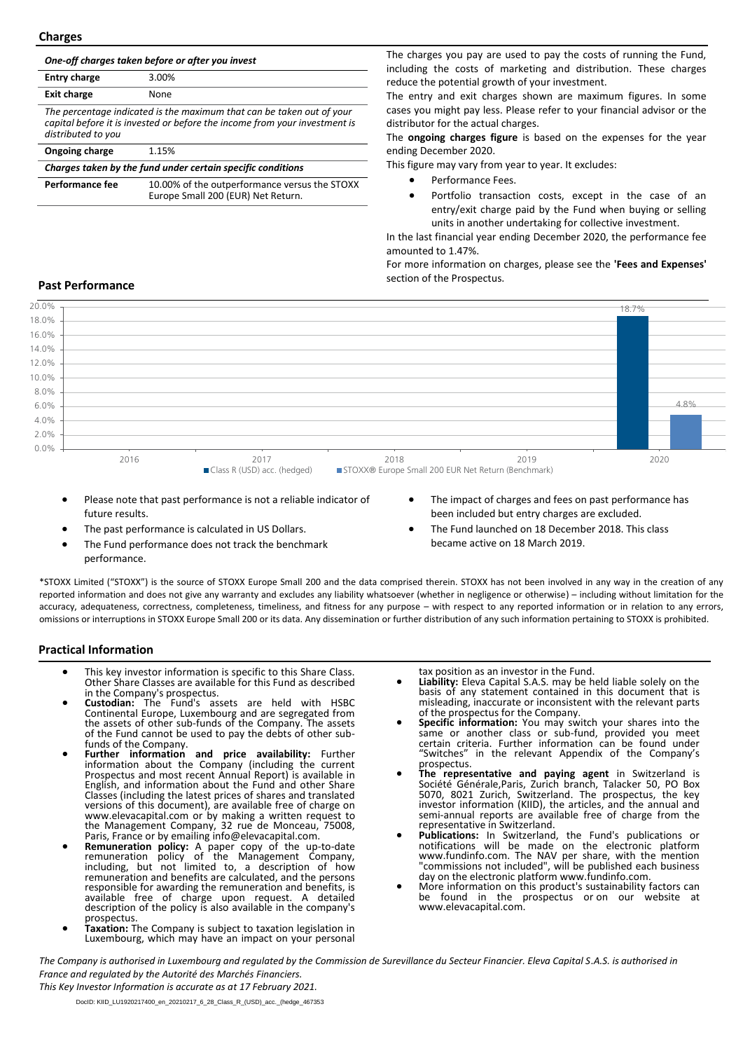## Charges

| *One-off charges taken before or after you invest* | |
|---|---|
| **Entry charge** | 3.00% |
| **Exit charge** | None |
| *The percentage indicated is the maximum that can be taken out of your capital before it is invested or before the income from your investment is distributed to you* | |
| **Ongoing charge** | 1.15% |
| ***Charges taken by the fund under certain specific conditions*** | |
| **Performance fee** | 10.00% of the outperformance versus the STOXX Europe Small 200 (EUR) Net Return. |

The charges you pay are used to pay the costs of running the Fund, including the costs of marketing and distribution. These charges reduce the potential growth of your investment.

The entry and exit charges shown are maximum figures. In some cases you might pay less. Please refer to your financial advisor or the distributor for the actual charges.

The **ongoing charges figure** is based on the expenses for the year ending December 2020.

This figure may vary from year to year. It excludes:

- Performance Fees.
- Portfolio transaction costs, except in the case of an entry/exit charge paid by the Fund when buying or selling units in another undertaking for collective investment.

In the last financial year ending December 2020, the performance fee amounted to 1.47%.

For more information on charges, please see the **'Fees and Expenses'** section of the Prospectus.

## Past Performance

20.0%
18.0%
16.0%
14.0%
12.0%
10.0%
8.0%
6.0%
4.0%
2.0%
0.0%

2016
2017
2018
2019
2020

18.7%
4.8%

Class R (USD) acc. (hedged)
STOXX® Europe Small 200 EUR Net Return (Benchmark)

- Please note that past performance is not a reliable indicator of future results.
- The past performance is calculated in US Dollars.
- The Fund performance does not track the benchmark performance.
- The impact of charges and fees on past performance has been included but entry charges are excluded.
- The Fund launched on 18 December 2018. This class became active on 18 March 2019.

*STOXX Limited ("STOXX") is the source of STOXX Europe Small 200 and the data comprised therein. STOXX has not been involved in any way in the creation of any reported information and does not give any warranty and excludes any liability whatsoever (whether in negligence or otherwise) – including without limitation for the accuracy, adequateness, correctness, completeness, timeliness, and fitness for any purpose – with respect to any reported information or in relation to any errors, omissions or interruptions in STOXX Europe Small 200 or its data. Any dissemination or further distribution of any such information pertaining to STOXX is prohibited.

## Practical Information

- This key investor information is specific to this Share Class. Other Share Classes are available for this Fund as described in the Company's prospectus.
- **Custodian:** The Fund's assets are held with HSBC Continental Europe, Luxembourg and are segregated from the assets of other sub-funds of the Company. The assets of the Fund cannot be used to pay the debts of other sub-funds of the Company.
- **Further information and price availability:** Further information about the Company (including the current Prospectus and most recent Annual Report) is available in English, and information about the Fund and other Share Classes (including the latest prices of shares and translated versions of this document), are available free of charge on www.elevacapital.com or by making a written request to the Management Company, 32 rue de Monceau, 75008, Paris, France or by emailing info@elevacapital.com.
- **Remuneration policy:** A paper copy of the up-to-date remuneration policy of the Management Company, including, but not limited to, a description of how remuneration and benefits are calculated, and the persons responsible for awarding the remuneration and benefits, is available free of charge upon request. A detailed description of the policy is also available in the company's prospectus.
- **Taxation:** The Company is subject to taxation legislation in Luxembourg, which may have an impact on your personal tax position as an investor in the Fund.
- **Liability:** Eleva Capital S.A.S. may be held liable solely on the basis of any statement contained in this document that is misleading, inaccurate or inconsistent with the relevant parts of the prospectus for the Company.
- **Specific information:** You may switch your shares into the same or another class or sub-fund, provided you meet certain criteria. Further information can be found under "Switches" in the relevant Appendix of the Company's prospectus.
- **The representative and paying agent** in Switzerland is Société Générale,Paris, Zurich branch, Talacker 50, PO Box 5070, 8021 Zurich, Switzerland. The prospectus, the key investor information (KIID), the articles, and the annual and semi-annual reports are available free of charge from the representative in Switzerland.
- **Publications:** In Switzerland, the Fund's publications or notifications will be made on the electronic platform www.fundinfo.com. The NAV per share, with the mention "commissions not included", will be published each business day on the electronic platform www.fundinfo.com.
- More information on this product's sustainability factors can be found in the prospectus or on our website at www.elevacapital.com.

*The Company is authorised in Luxembourg and regulated by the Commission de Surevillance du Secteur Financier. Eleva Capital S.A.S. is authorised in France and regulated by the Autorité des Marchés Financiers.*

*This Key Investor Information is accurate as at 17 February 2021.*

DocID: KIID_LU1920217400_en_20210217_6_28_Class_R_(USD)_acc._(hedge_467353